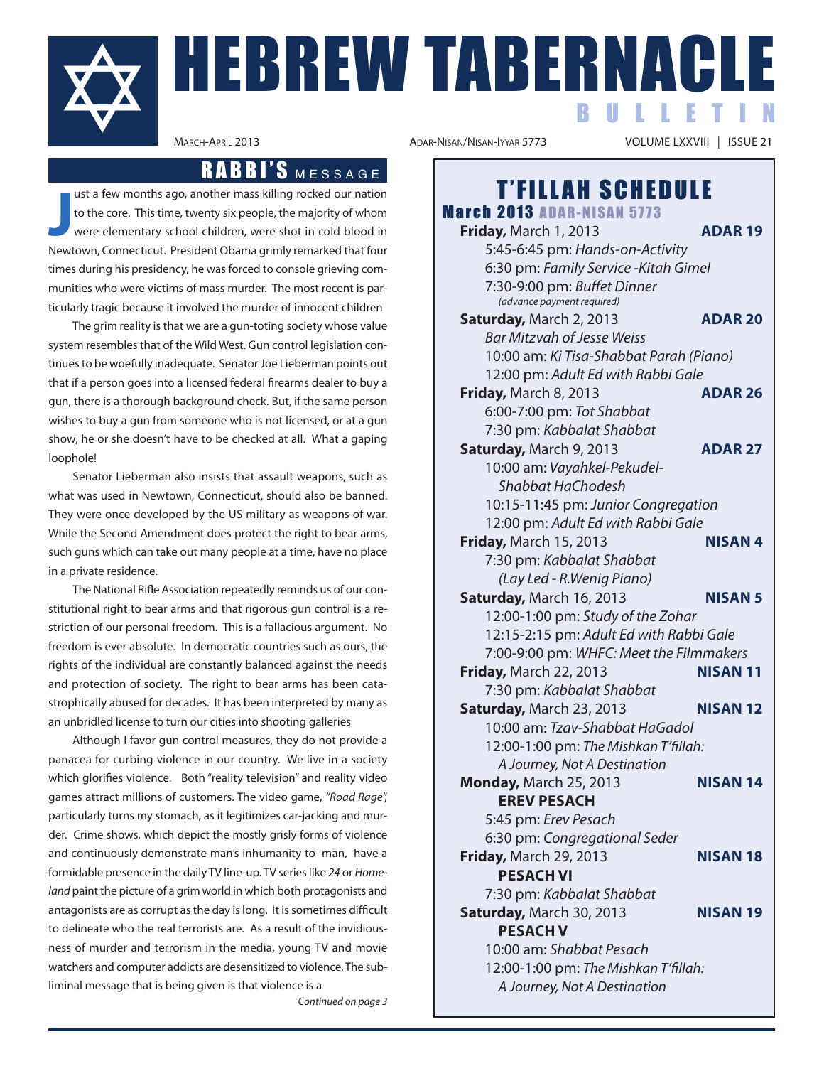# HEBREW TABERNACLE BULLETIN

March-April 2013 | Adar-Nisan/Nisan-Iyyar 5773 | VOLUME LXXVIII | ISSUE 21

## RABBI'S MESSAGE

Just a few months ago, another mass killing rocked our nation to the core. This time, twenty six people, the majority of whom were elementary school children, were shot in cold blood in Newtown, Connecticut. President Obama grimly remarked that four times during his presidency, he was forced to console grieving communities who were victims of mass murder. The most recent is particularly tragic because it involved the murder of innocent children

The grim reality is that we are a gun-toting society whose value system resembles that of the Wild West. Gun control legislation continues to be woefully inadequate. Senator Joe Lieberman points out that if a person goes into a licensed federal firearms dealer to buy a gun, there is a thorough background check. But, if the same person wishes to buy a gun from someone who is not licensed, or at a gun show, he or she doesn't have to be checked at all. What a gaping loophole!

Senator Lieberman also insists that assault weapons, such as what was used in Newtown, Connecticut, should also be banned. They were once developed by the US military as weapons of war. While the Second Amendment does protect the right to bear arms, such guns which can take out many people at a time, have no place in a private residence.

The National Rifle Association repeatedly reminds us of our constitutional right to bear arms and that rigorous gun control is a restriction of our personal freedom. This is a fallacious argument. No freedom is ever absolute. In democratic countries such as ours, the rights of the individual are constantly balanced against the needs and protection of society. The right to bear arms has been catastrophically abused for decades. It has been interpreted by many as an unbridled license to turn our cities into shooting galleries

Although I favor gun control measures, they do not provide a panacea for curbing violence in our country. We live in a society which glorifies violence. Both "reality television" and reality video games attract millions of customers. The video game, *"Road Rage"*, particularly turns my stomach, as it legitimizes car-jacking and murder. Crime shows, which depict the mostly grisly forms of violence and continuously demonstrate man's inhumanity to man, have a formidable presence in the daily TV line-up. TV series like *24* or *Homeland* paint the picture of a grim world in which both protagonists and antagonists are as corrupt as the day is long. It is sometimes difficult to delineate who the real terrorists are. As a result of the invidiousness of murder and terrorism in the media, young TV and movie watchers and computer addicts are desensitized to violence. The subliminal message that is being given is that violence is a

*Continued on page 3*

## T'FILLAH SCHEDULE

### March 2013 ADAR-NISAN 5773

**Friday,** March 1, 2013 — **ADAR 19**
- 5:45-6:45 pm: *Hands-on-Activity*
- 6:30 pm: *Family Service -Kitah Gimel*
- 7:30-9:00 pm: *Buffet Dinner* *(advance payment required)*

**Saturday,** March 2, 2013 — **ADAR 20**
- *Bar Mitzvah of Jesse Weiss*
- 10:00 am: *Ki Tisa-Shabbat Parah (Piano)*
- 12:00 pm: *Adult Ed with Rabbi Gale*

**Friday,** March 8, 2013 — **ADAR 26**
- 6:00-7:00 pm: *Tot Shabbat*
- 7:30 pm: *Kabbalat Shabbat*

**Saturday,** March 9, 2013 — **ADAR 27**
- 10:00 am: *Vayahkel-Pekudel-Shabbat HaChodesh*
- 10:15-11:45 pm: *Junior Congregation*
- 12:00 pm: *Adult Ed with Rabbi Gale*

**Friday,** March 15, 2013 — **NISAN 4**
- 7:30 pm: *Kabbalat Shabbat (Lay Led - R.Wenig Piano)*

**Saturday,** March 16, 2013 — **NISAN 5**
- 12:00-1:00 pm: *Study of the Zohar*
- 12:15-2:15 pm: *Adult Ed with Rabbi Gale*
- 7:00-9:00 pm: *WHFC: Meet the Filmmakers*

**Friday,** March 22, 2013 — **NISAN 11**
- 7:30 pm: *Kabbalat Shabbat*

**Saturday,** March 23, 2013 — **NISAN 12**
- 10:00 am: *Tzav-Shabbat HaGadol*
- 12:00-1:00 pm: *The Mishkan T'fillah: A Journey, Not A Destination*

**Monday,** March 25, 2013 — **NISAN 14**
**EREV PESACH**
- 5:45 pm: *Erev Pesach*
- 6:30 pm: *Congregational Seder*

**Friday,** March 29, 2013 — **NISAN 18**
**PESACH VI**
- 7:30 pm: *Kabbalat Shabbat*

**Saturday,** March 30, 2013 — **NISAN 19**
**PESACH V**
- 10:00 am: *Shabbat Pesach*
- 12:00-1:00 pm: *The Mishkan T'fillah: A Journey, Not A Destination*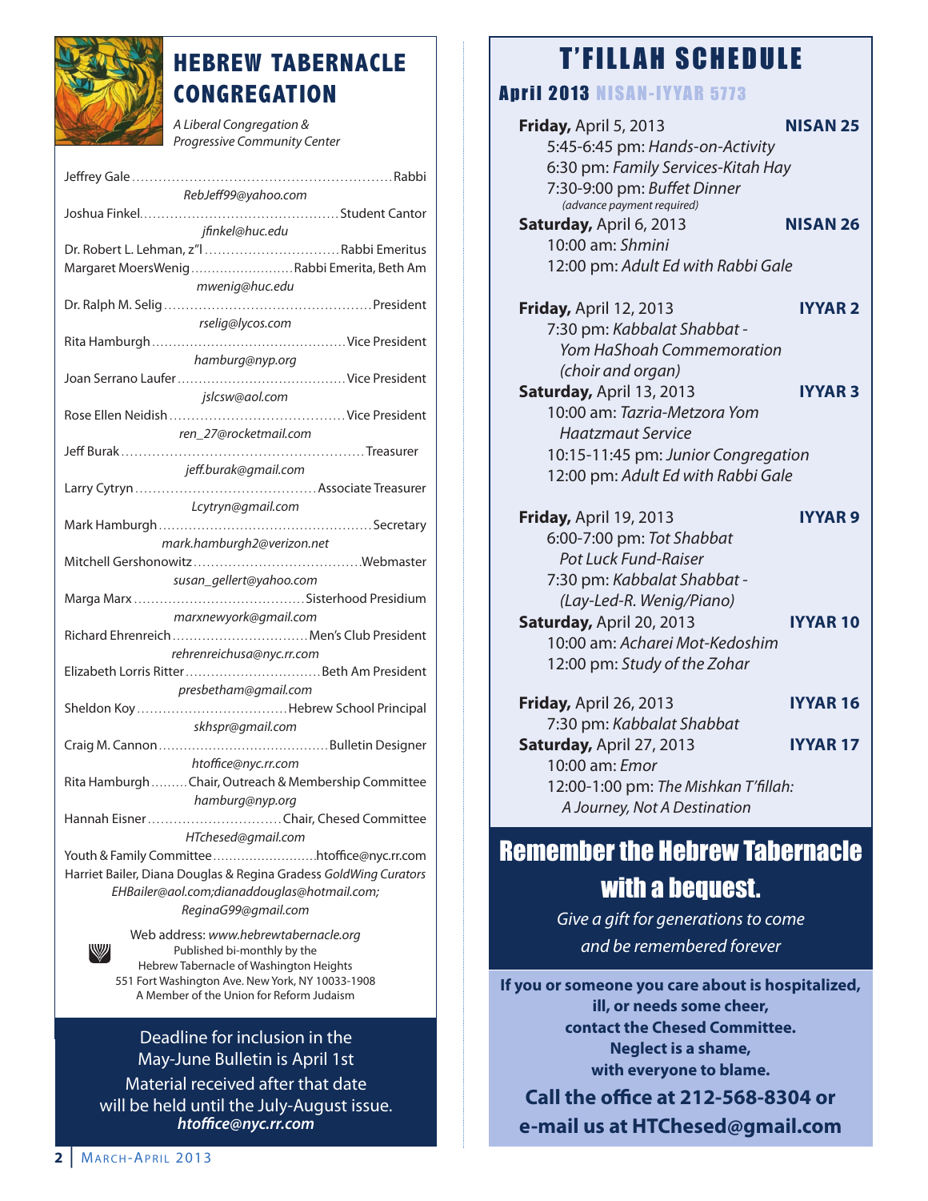# HEBREW TABERNACLE CONGREGATION

*A Liberal Congregation & Progressive Community Center*

Jeffrey Gale .......... Rabbi
*RebJeff99@yahoo.com*

Joshua Finkel .......... Student Cantor
*jfinkel@huc.edu*

Dr. Robert L. Lehman, z"l .......... Rabbi Emeritus

Margaret MoersWenig .......... Rabbi Emerita, Beth Am
*mwenig@huc.edu*

Dr. Ralph M. Selig .......... President
*rselig@lycos.com*

Rita Hamburgh .......... Vice President
*hamburg@nyp.org*

Joan Serrano Laufer .......... Vice President
*jslcsw@aol.com*

Rose Ellen Neidish .......... Vice President
*ren_27@rocketmail.com*

Jeff Burak .......... Treasurer
*jeff.burak@gmail.com*

Larry Cytryn .......... Associate Treasurer
*Lcytryn@gmail.com*

Mark Hamburgh .......... Secretary
*mark.hamburgh2@verizon.net*

Mitchell Gershonowitz .......... Webmaster
*susan_gellert@yahoo.com*

Marga Marx .......... Sisterhood Presidium
*marxnewyork@gmail.com*

Richard Ehrenreich .......... Men's Club President
*rehrenreichusa@nyc.rr.com*

Elizabeth Lorris Ritter .......... Beth Am President
*presbetham@gmail.com*

Sheldon Koy .......... Hebrew School Principal
*skhspr@gmail.com*

Craig M. Cannon .......... Bulletin Designer
*htoffice@nyc.rr.com*

Rita Hamburgh .......... Chair, Outreach & Membership Committee
*hamburg@nyp.org*

Hannah Eisner .......... Chair, Chesed Committee
*HTchesed@gmail.com*

Youth & Family Committee .......... htoffice@nyc.rr.com

Harriet Bailer, Diana Douglas & Regina Gradess *GoldWing Curators*
*EHBailer@aol.com;dianaddouglas@hotmail.com; ReginaG99@gmail.com*

Web address: *www.hebrewtabernacle.org*
Published bi-monthly by the
Hebrew Tabernacle of Washington Heights
551 Fort Washington Ave. New York, NY 10033-1908
A Member of the Union for Reform Judaism

Deadline for inclusion in the May-June Bulletin is April 1st
Material received after that date will be held until the July-August issue.
***htoffice@nyc.rr.com***

# T'FILLAH SCHEDULE

## April 2013 NISAN-IYYAR 5773

**Friday,** April 5, 2013 — **NISAN 25**
5:45-6:45 pm: *Hands-on-Activity*
6:30 pm: *Family Services-Kitah Hay*
7:30-9:00 pm: *Buffet Dinner*
*(advance payment required)*

**Saturday,** April 6, 2013 — **NISAN 26**
10:00 am: *Shmini*
12:00 pm: *Adult Ed with Rabbi Gale*

**Friday,** April 12, 2013 — **IYYAR 2**
7:30 pm: *Kabbalat Shabbat - Yom HaShoah Commemoration (choir and organ)*

**Saturday,** April 13, 2013 — **IYYAR 3**
10:00 am: *Tazria-Metzora Yom Haatzmaut Service*
10:15-11:45 pm: *Junior Congregation*
12:00 pm: *Adult Ed with Rabbi Gale*

**Friday,** April 19, 2013 — **IYYAR 9**
6:00-7:00 pm: *Tot Shabbat Pot Luck Fund-Raiser*
7:30 pm: *Kabbalat Shabbat - (Lay-Led-R. Wenig/Piano)*

**Saturday,** April 20, 2013 — **IYYAR 10**
10:00 am: *Acharei Mot-Kedoshim*
12:00 pm: *Study of the Zohar*

**Friday,** April 26, 2013 — **IYYAR 16**
7:30 pm: *Kabbalat Shabbat*

**Saturday,** April 27, 2013 — **IYYAR 17**
10:00 am: *Emor*
12:00-1:00 pm: *The Mishkan T'fillah: A Journey, Not A Destination*

# Remember the Hebrew Tabernacle with a bequest.

*Give a gift for generations to come and be remembered forever*

**If you or someone you care about is hospitalized, ill, or needs some cheer, contact the Chesed Committee. Neglect is a shame, with everyone to blame.**

**Call the office at 212-568-8304 or e-mail us at HTChesed@gmail.com**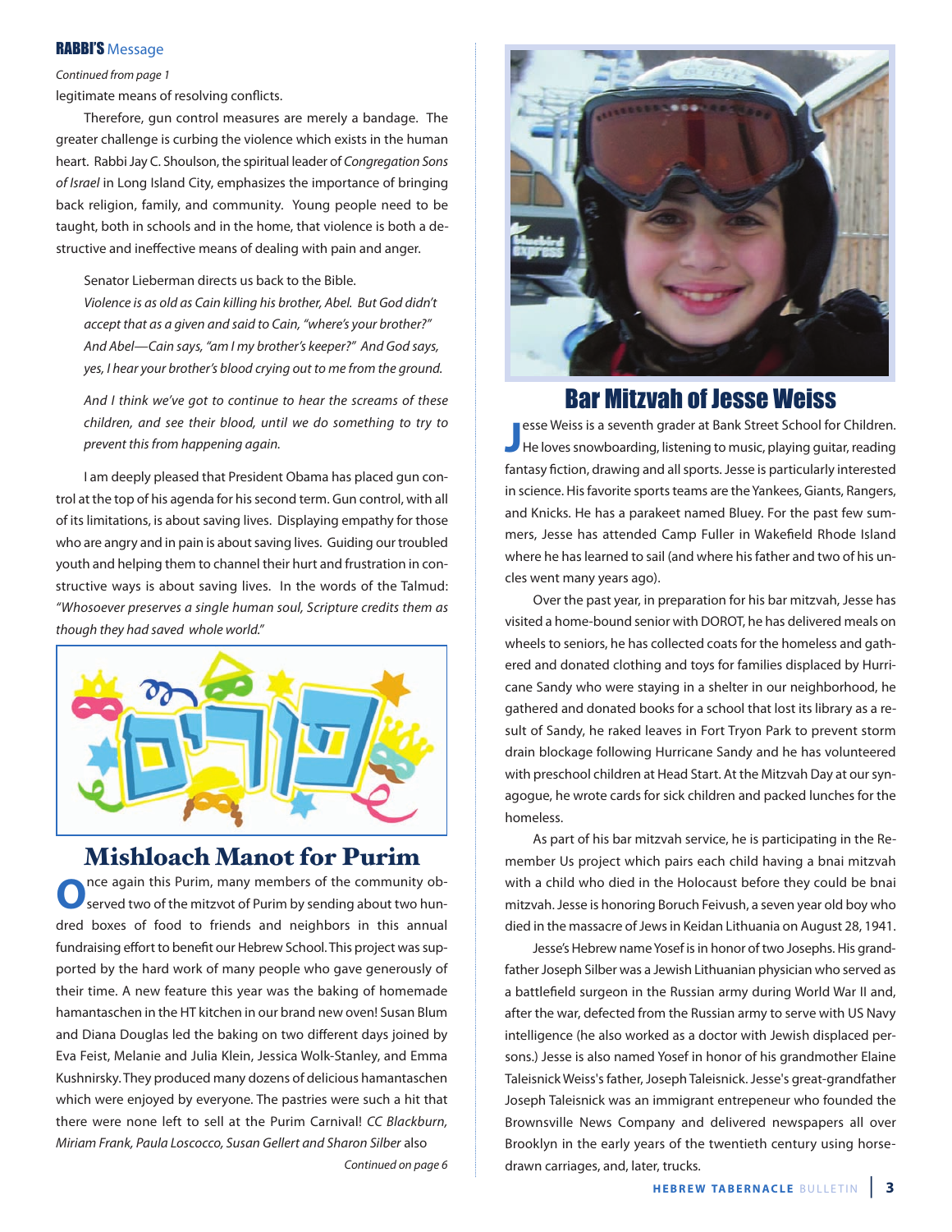## RABBI'S Message

*Continued from page 1*

legitimate means of resolving conflicts.

Therefore, gun control measures are merely a bandage. The greater challenge is curbing the violence which exists in the human heart. Rabbi Jay C. Shoulson, the spiritual leader of *Congregation Sons of Israel* in Long Island City, emphasizes the importance of bringing back religion, family, and community. Young people need to be taught, both in schools and in the home, that violence is both a destructive and ineffective means of dealing with pain and anger.

> Senator Lieberman directs us back to the Bible.
> *Violence is as old as Cain killing his brother, Abel. But God didn't accept that as a given and said to Cain, "where's your brother?" And Abel—Cain says, "am I my brother's keeper?" And God says, yes, I hear your brother's blood crying out to me from the ground.*
>
> *And I think we've got to continue to hear the screams of these children, and see their blood, until we do something to try to prevent this from happening again.*

I am deeply pleased that President Obama has placed gun control at the top of his agenda for his second term. Gun control, with all of its limitations, is about saving lives. Displaying empathy for those who are angry and in pain is about saving lives. Guiding our troubled youth and helping them to channel their hurt and frustration in constructive ways is about saving lives. In the words of the Talmud: *"Whosoever preserves a single human soul, Scripture credits them as though they had saved whole world."*

## Mishloach Manot for Purim

Once again this Purim, many members of the community observed two of the mitzvot of Purim by sending about two hundred boxes of food to friends and neighbors in this annual fundraising effort to benefit our Hebrew School. This project was supported by the hard work of many people who gave generously of their time. A new feature this year was the baking of homemade hamantaschen in the HT kitchen in our brand new oven! Susan Blum and Diana Douglas led the baking on two different days joined by Eva Feist, Melanie and Julia Klein, Jessica Wolk-Stanley, and Emma Kushnirsky. They produced many dozens of delicious hamantaschen which were enjoyed by everyone. The pastries were such a hit that there were none left to sell at the Purim Carnival! *CC Blackburn, Miriam Frank, Paula Loscocco, Susan Gellert and Sharon Silber* also

*Continued on page 6*

## Bar Mitzvah of Jesse Weiss

Jesse Weiss is a seventh grader at Bank Street School for Children. He loves snowboarding, listening to music, playing guitar, reading fantasy fiction, drawing and all sports. Jesse is particularly interested in science. His favorite sports teams are the Yankees, Giants, Rangers, and Knicks. He has a parakeet named Bluey. For the past few summers, Jesse has attended Camp Fuller in Wakefield Rhode Island where he has learned to sail (and where his father and two of his uncles went many years ago).

Over the past year, in preparation for his bar mitzvah, Jesse has visited a home-bound senior with DOROT, he has delivered meals on wheels to seniors, he has collected coats for the homeless and gathered and donated clothing and toys for families displaced by Hurricane Sandy who were staying in a shelter in our neighborhood, he gathered and donated books for a school that lost its library as a result of Sandy, he raked leaves in Fort Tryon Park to prevent storm drain blockage following Hurricane Sandy and he has volunteered with preschool children at Head Start. At the Mitzvah Day at our synagogue, he wrote cards for sick children and packed lunches for the homeless.

As part of his bar mitzvah service, he is participating in the Remember Us project which pairs each child having a bnai mitzvah with a child who died in the Holocaust before they could be bnai mitzvah. Jesse is honoring Boruch Feivush, a seven year old boy who died in the massacre of Jews in Keidan Lithuania on August 28, 1941.

Jesse's Hebrew name Yosef is in honor of two Josephs. His grandfather Joseph Silber was a Jewish Lithuanian physician who served as a battlefield surgeon in the Russian army during World War II and, after the war, defected from the Russian army to serve with US Navy intelligence (he also worked as a doctor with Jewish displaced persons.) Jesse is also named Yosef in honor of his grandmother Elaine Taleisnick Weiss's father, Joseph Taleisnick. Jesse's great-grandfather Joseph Taleisnick was an immigrant entrepeneur who founded the Brownsville News Company and delivered newspapers all over Brooklyn in the early years of the twentieth century using horse-drawn carriages, and, later, trucks.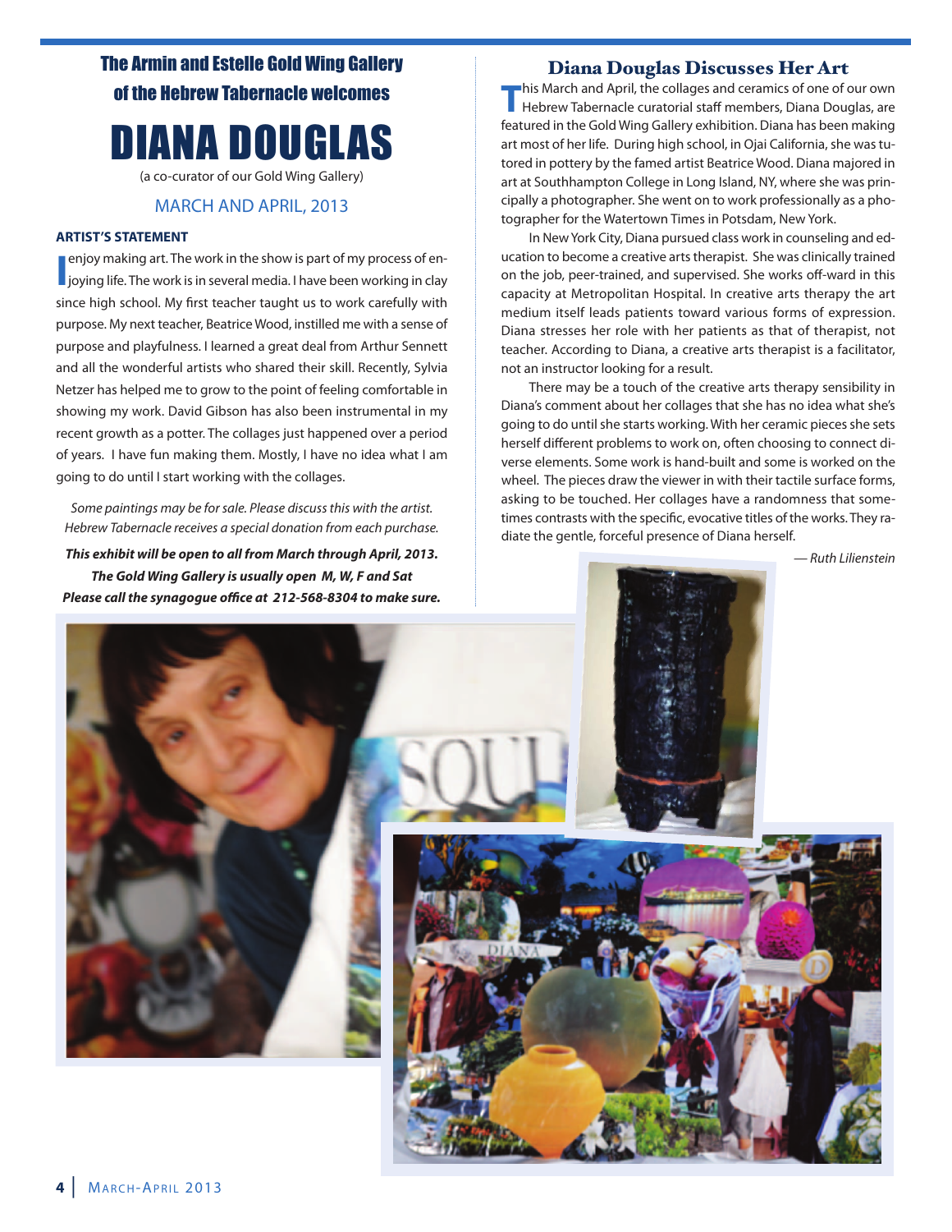## The Armin and Estelle Gold Wing Gallery of the Hebrew Tabernacle welcomes

# DIANA DOUGLAS

(a co-curator of our Gold Wing Gallery)

MARCH AND APRIL, 2013

**ARTIST'S STATEMENT**

I enjoy making art. The work in the show is part of my process of enjoying life. The work is in several media. I have been working in clay since high school. My first teacher taught us to work carefully with purpose. My next teacher, Beatrice Wood, instilled me with a sense of purpose and playfulness. I learned a great deal from Arthur Sennett and all the wonderful artists who shared their skill. Recently, Sylvia Netzer has helped me to grow to the point of feeling comfortable in showing my work. David Gibson has also been instrumental in my recent growth as a potter. The collages just happened over a period of years. I have fun making them. Mostly, I have no idea what I am going to do until I start working with the collages.

*Some paintings may be for sale. Please discuss this with the artist. Hebrew Tabernacle receives a special donation from each purchase.*

***This exhibit will be open to all from March through April, 2013. The Gold Wing Gallery is usually open M, W, F and Sat Please call the synagogue office at 212-568-8304 to make sure.***

## Diana Douglas Discusses Her Art

This March and April, the collages and ceramics of one of our own Hebrew Tabernacle curatorial staff members, Diana Douglas, are featured in the Gold Wing Gallery exhibition. Diana has been making art most of her life. During high school, in Ojai California, she was tutored in pottery by the famed artist Beatrice Wood. Diana majored in art at Southhampton College in Long Island, NY, where she was principally a photographer. She went on to work professionally as a photographer for the Watertown Times in Potsdam, New York.

In New York City, Diana pursued class work in counseling and education to become a creative arts therapist. She was clinically trained on the job, peer-trained, and supervised. She works off-ward in this capacity at Metropolitan Hospital. In creative arts therapy the art medium itself leads patients toward various forms of expression. Diana stresses her role with her patients as that of therapist, not teacher. According to Diana, a creative arts therapist is a facilitator, not an instructor looking for a result.

There may be a touch of the creative arts therapy sensibility in Diana's comment about her collages that she has no idea what she's going to do until she starts working. With her ceramic pieces she sets herself different problems to work on, often choosing to connect diverse elements. Some work is hand-built and some is worked on the wheel. The pieces draw the viewer in with their tactile surface forms, asking to be touched. Her collages have a randomness that sometimes contrasts with the specific, evocative titles of the works. They radiate the gentle, forceful presence of Diana herself.

*— Ruth Lilienstein*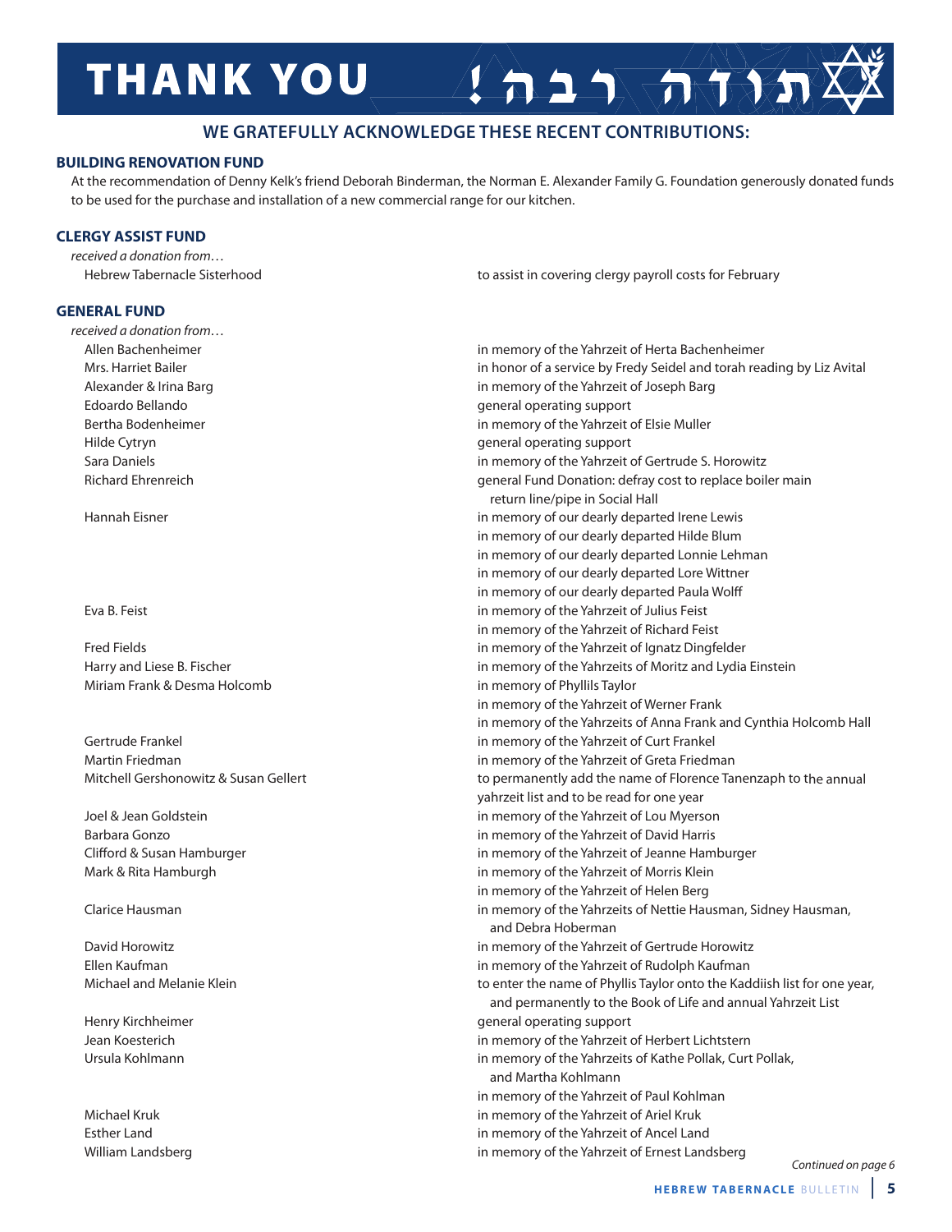# THANK YOU !תודה רבה

## WE GRATEFULLY ACKNOWLEDGE THESE RECENT CONTRIBUTIONS:

### BUILDING RENOVATION FUND

At the recommendation of Denny Kelk's friend Deborah Binderman, the Norman E. Alexander Family G. Foundation generously donated funds to be used for the purchase and installation of a new commercial range for our kitchen.

### CLERGY ASSIST FUND

*received a donation from…*

| | |
|---|---|
| Hebrew Tabernacle Sisterhood | to assist in covering clergy payroll costs for February |

### GENERAL FUND

*received a donation from…*

| | |
|---|---|
| Allen Bachenheimer | in memory of the Yahrzeit of Herta Bachenheimer |
| Mrs. Harriet Bailer | in honor of a service by Fredy Seidel and torah reading by Liz Avital |
| Alexander & Irina Barg | in memory of the Yahrzeit of Joseph Barg |
| Edoardo Bellando | general operating support |
| Bertha Bodenheimer | in memory of the Yahrzeit of Elsie Muller |
| Hilde Cytryn | general operating support |
| Sara Daniels | in memory of the Yahrzeit of Gertrude S. Horowitz |
| Richard Ehrenreich | general Fund Donation: defray cost to replace boiler main return line/pipe in Social Hall |
| Hannah Eisner | in memory of our dearly departed Irene Lewis |
| | in memory of our dearly departed Hilde Blum |
| | in memory of our dearly departed Lonnie Lehman |
| | in memory of our dearly departed Lore Wittner |
| | in memory of our dearly departed Paula Wolff |
| Eva B. Feist | in memory of the Yahrzeit of Julius Feist |
| | in memory of the Yahrzeit of Richard Feist |
| Fred Fields | in memory of the Yahrzeit of Ignatz Dingfelder |
| Harry and Liese B. Fischer | in memory of the Yahrzeits of Moritz and Lydia Einstein |
| Miriam Frank & Desma Holcomb | in memory of Phyllils Taylor |
| | in memory of the Yahrzeit of Werner Frank |
| | in memory of the Yahrzeits of Anna Frank and Cynthia Holcomb Hall |
| Gertrude Frankel | in memory of the Yahrzeit of Curt Frankel |
| Martin Friedman | in memory of the Yahrzeit of Greta Friedman |
| Mitchell Gershonowitz & Susan Gellert | to permanently add the name of Florence Tanenzaph to the annual yahrzeit list and to be read for one year |
| Joel & Jean Goldstein | in memory of the Yahrzeit of Lou Myerson |
| Barbara Gonzo | in memory of the Yahrzeit of David Harris |
| Clifford & Susan Hamburger | in memory of the Yahrzeit of Jeanne Hamburger |
| Mark & Rita Hamburgh | in memory of the Yahrzeit of Morris Klein |
| | in memory of the Yahrzeit of Helen Berg |
| Clarice Hausman | in memory of the Yahrzeits of Nettie Hausman, Sidney Hausman, and Debra Hoberman |
| David Horowitz | in memory of the Yahrzeit of Gertrude Horowitz |
| Ellen Kaufman | in memory of the Yahrzeit of Rudolph Kaufman |
| Michael and Melanie Klein | to enter the name of Phyllis Taylor onto the Kaddiish list for one year, and permanently to the Book of Life and annual Yahrzeit List |
| Henry Kirchheimer | general operating support |
| Jean Koesterich | in memory of the Yahrzeit of Herbert Lichtstern |
| Ursula Kohlmann | in memory of the Yahrzeits of Kathe Pollak, Curt Pollak, and Martha Kohlmann |
| | in memory of the Yahrzeit of Paul Kohlman |
| Michael Kruk | in memory of the Yahrzeit of Ariel Kruk |
| Esther Land | in memory of the Yahrzeit of Ancel Land |
| William Landsberg | in memory of the Yahrzeit of Ernest Landsberg |

*Continued on page 6*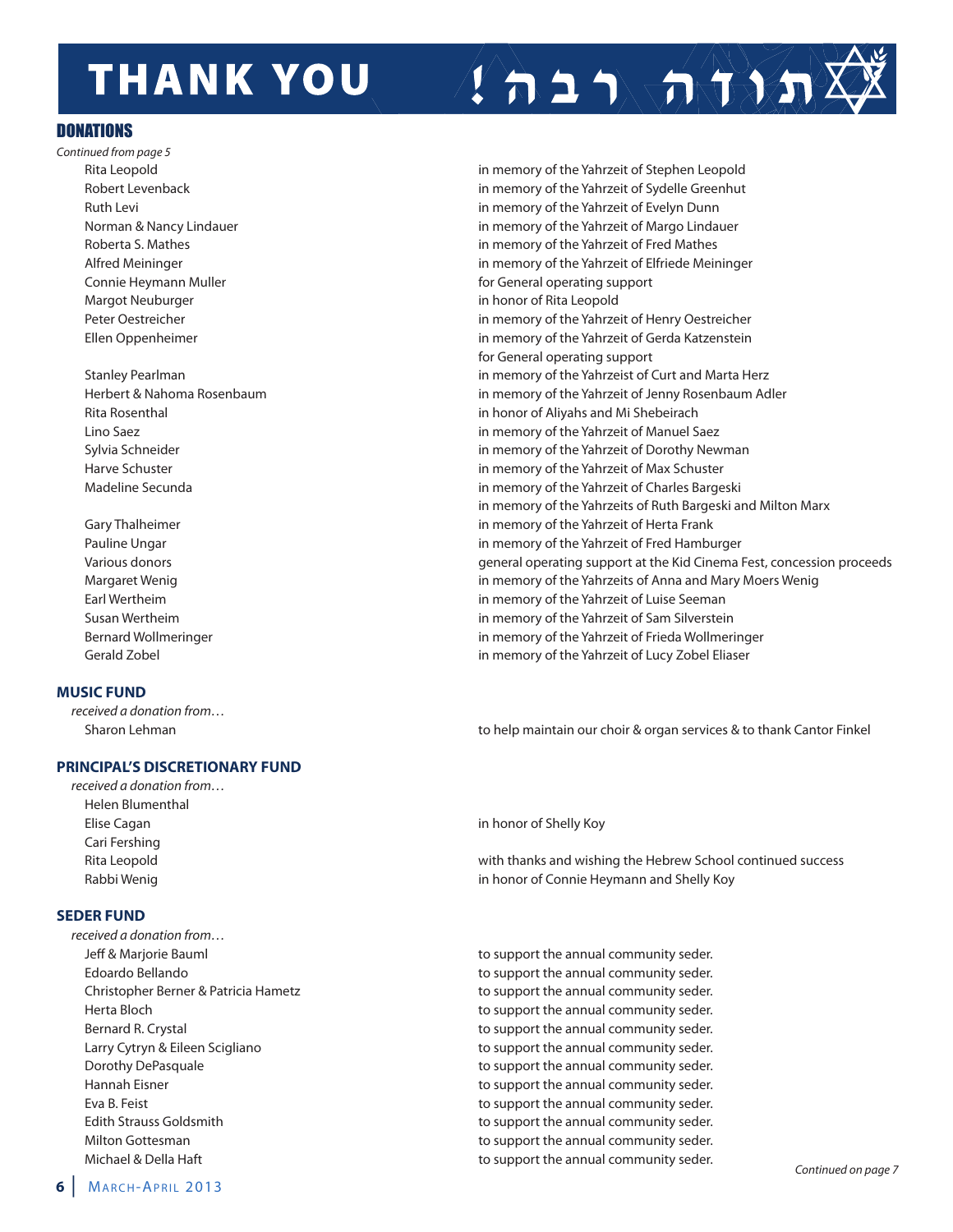# THANK YOU תודה רבה!

## DONATIONS

*Continued from page 5*

| | |
|---|---|
| Rita Leopold | in memory of the Yahrzeit of Stephen Leopold |
| Robert Levenback | in memory of the Yahrzeit of Sydelle Greenhut |
| Ruth Levi | in memory of the Yahrzeit of Evelyn Dunn |
| Norman & Nancy Lindauer | in memory of the Yahrzeit of Margo Lindauer |
| Roberta S. Mathes | in memory of the Yahrzeit of Fred Mathes |
| Alfred Meininger | in memory of the Yahrzeit of Elfriede Meininger |
| Connie Heymann Muller | for General operating support |
| Margot Neuburger | in honor of Rita Leopold |
| Peter Oestreicher | in memory of the Yahrzeit of Henry Oestreicher |
| Ellen Oppenheimer | in memory of the Yahrzeit of Gerda Katzenstein |
| | for General operating support |
| Stanley Pearlman | in memory of the Yahrzeist of Curt and Marta Herz |
| Herbert & Nahoma Rosenbaum | in memory of the Yahrzeit of Jenny Rosenbaum Adler |
| Rita Rosenthal | in honor of Aliyahs and Mi Shebeirach |
| Lino Saez | in memory of the Yahrzeit of Manuel Saez |
| Sylvia Schneider | in memory of the Yahrzeit of Dorothy Newman |
| Harve Schuster | in memory of the Yahrzeit of Max Schuster |
| Madeline Secunda | in memory of the Yahrzeit of Charles Bargeski |
| | in memory of the Yahrzeits of Ruth Bargeski and Milton Marx |
| Gary Thalheimer | in memory of the Yahrzeit of Herta Frank |
| Pauline Ungar | in memory of the Yahrzeit of Fred Hamburger |
| Various donors | general operating support at the Kid Cinema Fest, concession proceeds |
| Margaret Wenig | in memory of the Yahrzeits of Anna and Mary Moers Wenig |
| Earl Wertheim | in memory of the Yahrzeit of Luise Seeman |
| Susan Wertheim | in memory of the Yahrzeit of Sam Silverstein |
| Bernard Wollmeringer | in memory of the Yahrzeit of Frieda Wollmeringer |
| Gerald Zobel | in memory of the Yahrzeit of Lucy Zobel Eliaser |

### MUSIC FUND

*received a donation from…*

| | |
|---|---|
| Sharon Lehman | to help maintain our choir & organ services & to thank Cantor Finkel |

### PRINCIPAL'S DISCRETIONARY FUND

*received a donation from…*

| | |
|---|---|
| Helen Blumenthal | |
| Elise Cagan | in honor of Shelly Koy |
| Cari Fershing | |
| Rita Leopold | with thanks and wishing the Hebrew School continued success |
| Rabbi Wenig | in honor of Connie Heymann and Shelly Koy |

### SEDER FUND

*received a donation from…*

| | |
|---|---|
| Jeff & Marjorie Bauml | to support the annual community seder. |
| Edoardo Bellando | to support the annual community seder. |
| Christopher Berner & Patricia Hametz | to support the annual community seder. |
| Herta Bloch | to support the annual community seder. |
| Bernard R. Crystal | to support the annual community seder. |
| Larry Cytryn & Eileen Scigliano | to support the annual community seder. |
| Dorothy DePasquale | to support the annual community seder. |
| Hannah Eisner | to support the annual community seder. |
| Eva B. Feist | to support the annual community seder. |
| Edith Strauss Goldsmith | to support the annual community seder. |
| Milton Gottesman | to support the annual community seder. |
| Michael & Della Haft | to support the annual community seder. |

*Continued on page 7*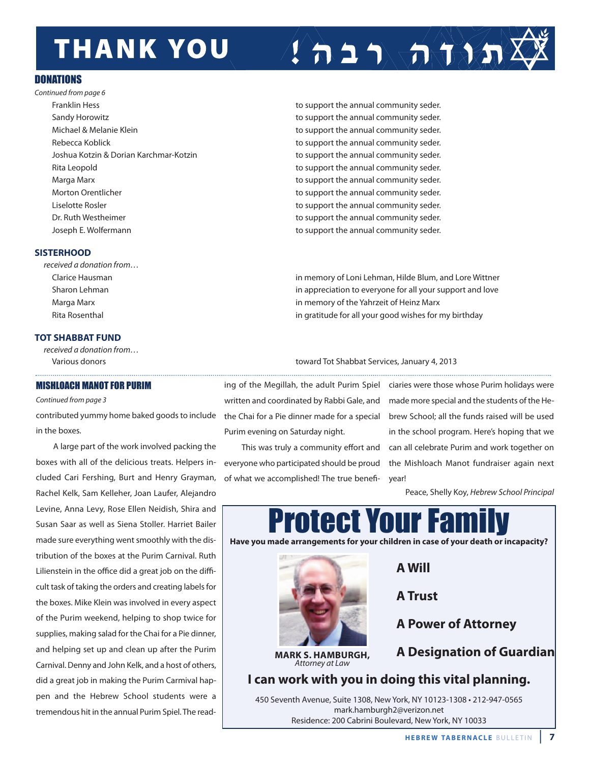# THANK YOU תודה רבה!

## DONATIONS

*Continued from page 6*

| | |
|---|---|
| Franklin Hess | to support the annual community seder. |
| Sandy Horowitz | to support the annual community seder. |
| Michael & Melanie Klein | to support the annual community seder. |
| Rebecca Koblick | to support the annual community seder. |
| Joshua Kotzin & Dorian Karchmar-Kotzin | to support the annual community seder. |
| Rita Leopold | to support the annual community seder. |
| Marga Marx | to support the annual community seder. |
| Morton Orentlicher | to support the annual community seder. |
| Liselotte Rosler | to support the annual community seder. |
| Dr. Ruth Westheimer | to support the annual community seder. |
| Joseph E. Wolfermann | to support the annual community seder. |

### SISTERHOOD

*received a donation from…*

| | |
|---|---|
| Clarice Hausman | in memory of Loni Lehman, Hilde Blum, and Lore Wittner |
| Sharon Lehman | in appreciation to everyone for all your support and love |
| Marga Marx | in memory of the Yahrzeit of Heinz Marx |
| Rita Rosenthal | in gratitude for all your good wishes for my birthday |

### TOT SHABBAT FUND

*received a donation from…*

| | |
|---|---|
| Various donors | toward Tot Shabbat Services, January 4, 2013 |

## MISHLOACH MANOT FOR PURIM

*Continued from page 3*

contributed yummy home baked goods to include in the boxes.

A large part of the work involved packing the boxes with all of the delicious treats. Helpers included Cari Fershing, Burt and Henry Grayman, Rachel Kelk, Sam Kelleher, Joan Laufer, Alejandro Levine, Anna Levy, Rose Ellen Neidish, Shira and Susan Saar as well as Siena Stoller. Harriet Bailer made sure everything went smoothly with the distribution of the boxes at the Purim Carnival. Ruth Lilienstein in the office did a great job on the difficult task of taking the orders and creating labels for the boxes. Mike Klein was involved in every aspect of the Purim weekend, helping to shop twice for supplies, making salad for the Chai for a Pie dinner, and helping set up and clean up after the Purim Carnival. Denny and John Kelk, and a host of others, did a great job in making the Purim Carmival happen and the Hebrew School students were a tremendous hit in the annual Purim Spiel. The reading of the Megillah, the adult Purim Spiel written and coordinated by Rabbi Gale, and the Chai for a Pie dinner made for a special Purim evening on Saturday night.

This was truly a community effort and everyone who participated should be proud of what we accomplished! The true beneficiaries were those whose Purim holidays were made more special and the students of the Hebrew School; all the funds raised will be used in the school program. Here's hoping that we can all celebrate Purim and work together on the Mishloach Manot fundraiser again next year!

Peace, Shelly Koy, *Hebrew School Principal*

# Protect Your Family

**Have you made arrangements for your children in case of your death or incapacity?**

**A Will**

**A Trust**

**A Power of Attorney**

**A Designation of Guardian**

**MARK S. HAMBURGH,**
*Attorney at Law*

**I can work with you in doing this vital planning.**

450 Seventh Avenue, Suite 1308, New York, NY 10123-1308 • 212-947-0565
mark.hamburgh2@verizon.net
Residence: 200 Cabrini Boulevard, New York, NY 10033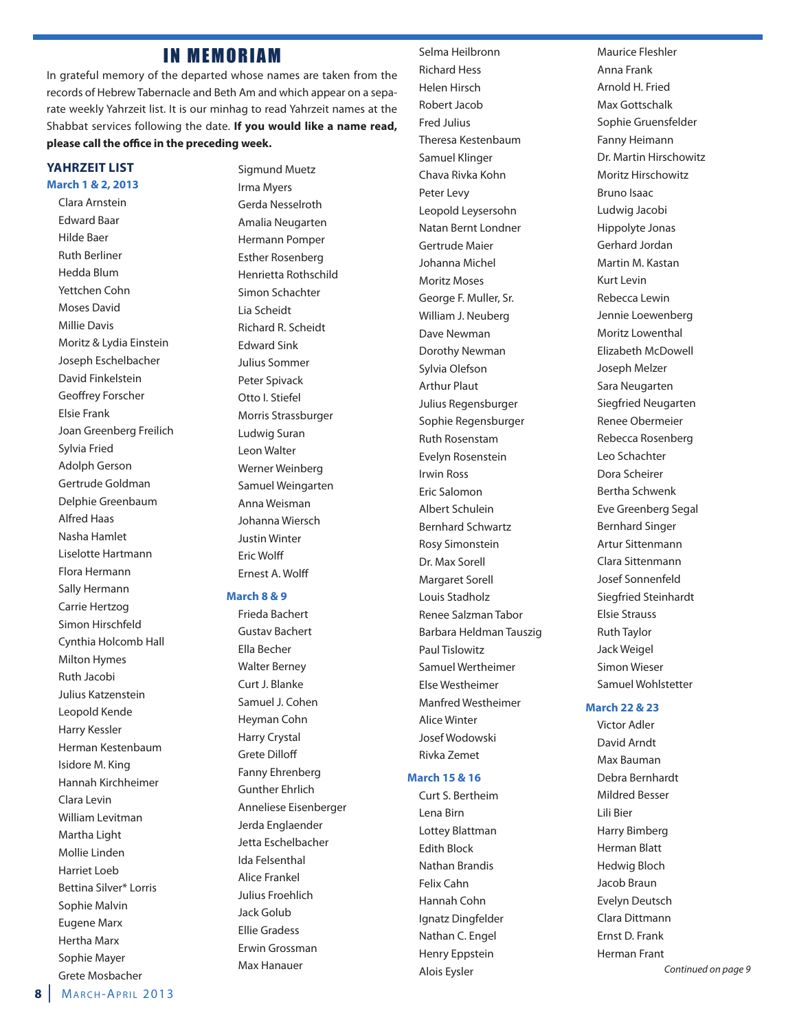# IN MEMORIAM

In grateful memory of the departed whose names are taken from the records of Hebrew Tabernacle and Beth Am and which appear on a separate weekly Yahrzeit list. It is our minhag to read Yahrzeit names at the Shabbat services following the date. **If you would like a name read, please call the office in the preceding week.**

## YAHRZEIT LIST

### March 1 & 2, 2013

Clara Arnstein
Edward Baar
Hilde Baer
Ruth Berliner
Hedda Blum
Yettchen Cohn
Moses David
Millie Davis
Moritz & Lydia Einstein
Joseph Eschelbacher
David Finkelstein
Geoffrey Forscher
Elsie Frank
Joan Greenberg Freilich
Sylvia Fried
Adolph Gerson
Gertrude Goldman
Delphie Greenbaum
Alfred Haas
Nasha Hamlet
Liselotte Hartmann
Flora Hermann
Sally Hermann
Carrie Hertzog
Simon Hirschfeld
Cynthia Holcomb Hall
Milton Hymes
Ruth Jacobi
Julius Katzenstein
Leopold Kende
Harry Kessler
Herman Kestenbaum
Isidore M. King
Hannah Kirchheimer
Clara Levin
William Levitman
Martha Light
Mollie Linden
Harriet Loeb
Bettina Silver* Lorris
Sophie Malvin
Eugene Marx
Hertha Marx
Sophie Mayer
Grete Mosbacher
Sigmund Muetz
Irma Myers
Gerda Nesselroth
Amalia Neugarten
Hermann Pomper
Esther Rosenberg
Henrietta Rothschild
Simon Schachter
Lia Scheidt
Richard R. Scheidt
Edward Sink
Julius Sommer
Peter Spivack
Otto I. Stiefel
Morris Strassburger
Ludwig Suran
Leon Walter
Werner Weinberg
Samuel Weingarten
Anna Weisman
Johanna Wiersch
Justin Winter
Eric Wolff
Ernest A. Wolff

### March 8 & 9

Frieda Bachert
Gustav Bachert
Ella Becher
Walter Berney
Curt J. Blanke
Samuel J. Cohen
Heyman Cohn
Harry Crystal
Grete Dilloff
Fanny Ehrenberg
Gunther Ehrlich
Anneliese Eisenberger
Jerda Englaender
Jetta Eschelbacher
Ida Felsenthal
Alice Frankel
Julius Froehlich
Jack Golub
Ellie Gradess
Erwin Grossman
Max Hanauer
Selma Heilbronn
Richard Hess
Helen Hirsch
Robert Jacob
Fred Julius
Theresa Kestenbaum
Samuel Klinger
Chava Rivka Kohn
Peter Levy
Leopold Leysersohn
Natan Bernt Londner
Gertrude Maier
Johanna Michel
Moritz Moses
George F. Muller, Sr.
William J. Neuberg
Dave Newman
Dorothy Newman
Sylvia Olefson
Arthur Plaut
Julius Regensburger
Sophie Regensburger
Ruth Rosenstam
Evelyn Rosenstein
Irwin Ross
Eric Salomon
Albert Schulein
Bernhard Schwartz
Rosy Simonstein
Dr. Max Sorell
Margaret Sorell
Louis Stadholz
Renee Salzman Tabor
Barbara Heldman Tauszig
Paul Tislowitz
Samuel Wertheimer
Else Westheimer
Manfred Westheimer
Alice Winter
Josef Wodowski
Rivka Zemet

### March 15 & 16

Curt S. Bertheim
Lena Birn
Lottey Blattman
Edith Block
Nathan Brandis
Felix Cahn
Hannah Cohn
Ignatz Dingfelder
Nathan C. Engel
Henry Eppstein
Alois Eysler
Maurice Fleshler
Anna Frank
Arnold H. Fried
Max Gottschalk
Sophie Gruensfelder
Fanny Heimann
Dr. Martin Hirschowitz
Moritz Hirschowitz
Bruno Isaac
Ludwig Jacobi
Hippolyte Jonas
Gerhard Jordan
Martin M. Kastan
Kurt Levin
Rebecca Lewin
Jennie Loewenberg
Moritz Lowenthal
Elizabeth McDowell
Joseph Melzer
Sara Neugarten
Siegfried Neugarten
Renee Obermeier
Rebecca Rosenberg
Leo Schachter
Dora Scheirer
Bertha Schwenk
Eve Greenberg Segal
Bernhard Singer
Artur Sittenmann
Clara Sittenmann
Josef Sonnenfeld
Siegfried Steinhardt
Elsie Strauss
Ruth Taylor
Jack Weigel
Simon Wieser
Samuel Wohlstetter

### March 22 & 23

Victor Adler
David Arndt
Max Bauman
Debra Bernhardt
Mildred Besser
Lili Bier
Harry Bimberg
Herman Blatt
Hedwig Bloch
Jacob Braun
Evelyn Deutsch
Clara Dittmann
Ernst D. Frank
Herman Frant

*Continued on page 9*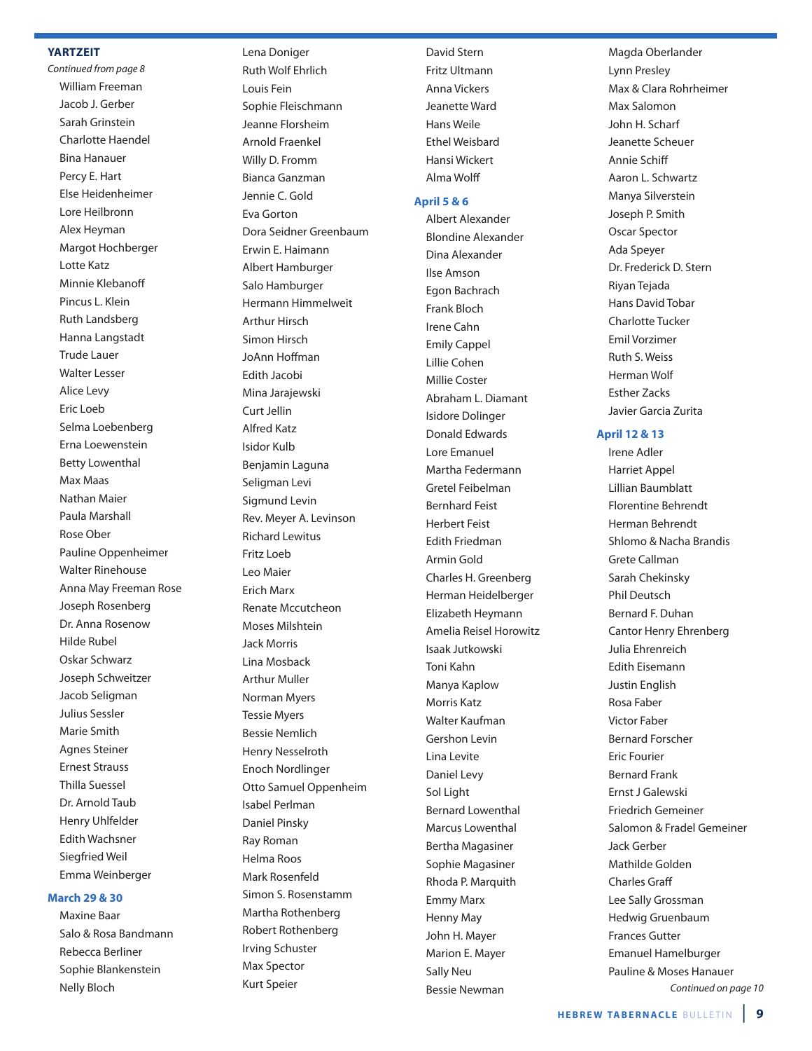## YARTZEIT

*Continued from page 8*

William Freeman
Jacob J. Gerber
Sarah Grinstein
Charlotte Haendel
Bina Hanauer
Percy E. Hart
Else Heidenheimer
Lore Heilbronn
Alex Heyman
Margot Hochberger
Lotte Katz
Minnie Klebanoff
Pincus L. Klein
Ruth Landsberg
Hanna Langstadt
Trude Lauer
Walter Lesser
Alice Levy
Eric Loeb
Selma Loebenberg
Erna Loewenstein
Betty Lowenthal
Max Maas
Nathan Maier
Paula Marshall
Rose Ober
Pauline Oppenheimer
Walter Rinehouse
Anna May Freeman Rose
Joseph Rosenberg
Dr. Anna Rosenow
Hilde Rubel
Oskar Schwarz
Joseph Schweitzer
Jacob Seligman
Julius Sessler
Marie Smith
Agnes Steiner
Ernest Strauss
Thilla Suessel
Dr. Arnold Taub
Henry Uhlfelder
Edith Wachsner
Siegfried Weil
Emma Weinberger

### March 29 & 30

Maxine Baar
Salo & Rosa Bandmann
Rebecca Berliner
Sophie Blankenstein
Nelly Bloch
Lena Doniger
Ruth Wolf Ehrlich
Louis Fein
Sophie Fleischmann
Jeanne Florsheim
Arnold Fraenkel
Willy D. Fromm
Bianca Ganzman
Jennie C. Gold
Eva Gorton
Dora Seidner Greenbaum
Erwin E. Haimann
Albert Hamburger
Salo Hamburger
Hermann Himmelweit
Arthur Hirsch
Simon Hirsch
JoAnn Hoffman
Edith Jacobi
Mina Jarajewski
Curt Jellin
Alfred Katz
Isidor Kulb
Benjamin Laguna
Seligman Levi
Sigmund Levin
Rev. Meyer A. Levinson
Richard Lewitus
Fritz Loeb
Leo Maier
Erich Marx
Renate Mccutcheon
Moses Milshtein
Jack Morris
Lina Mosback
Arthur Muller
Norman Myers
Tessie Myers
Bessie Nemlich
Henry Nesselroth
Enoch Nordlinger
Otto Samuel Oppenheim
Isabel Perlman
Daniel Pinsky
Ray Roman
Helma Roos
Mark Rosenfeld
Simon S. Rosenstamm
Martha Rothenberg
Robert Rothenberg
Irving Schuster
Max Spector
Kurt Speier
David Stern
Fritz Ultmann
Anna Vickers
Jeanette Ward
Hans Weile
Ethel Weisbard
Hansi Wickert
Alma Wolff

### April 5 & 6

Albert Alexander
Blondine Alexander
Dina Alexander
Ilse Amson
Egon Bachrach
Frank Bloch
Irene Cahn
Emily Cappel
Lillie Cohen
Millie Coster
Abraham L. Diamant
Isidore Dolinger
Donald Edwards
Lore Emanuel
Martha Federmann
Gretel Feibelman
Bernhard Feist
Herbert Feist
Edith Friedman
Armin Gold
Charles H. Greenberg
Herman Heidelberger
Elizabeth Heymann
Amelia Reisel Horowitz
Isaak Jutkowski
Toni Kahn
Manya Kaplow
Morris Katz
Walter Kaufman
Gershon Levin
Lina Levite
Daniel Levy
Sol Light
Bernhard Lowenthal
Marcus Lowenthal
Bertha Magasiner
Sophie Magasiner
Rhoda P. Marquith
Emmy Marx
Henny May
John H. Mayer
Marion E. Mayer
Sally Neu
Bessie Newman
Magda Oberlander
Lynn Presley
Max & Clara Rohrheimer
Max Salomon
John H. Scharf
Jeanette Scheuer
Annie Schiff
Aaron L. Schwartz
Manya Silverstein
Joseph P. Smith
Oscar Spector
Ada Speyer
Dr. Frederick D. Stern
Riyan Tejada
Hans David Tobar
Charlotte Tucker
Emil Vorzimer
Ruth S. Weiss
Herman Wolf
Esther Zacks
Javier Garcia Zurita

### April 12 & 13

Irene Adler
Harriet Appel
Lillian Baumblatt
Florentine Behrendt
Herman Behrendt
Shlomo & Nacha Brandis
Grete Callman
Sarah Chekinsky
Phil Deutsch
Bernard F. Duhan
Cantor Henry Ehrenberg
Julia Ehrenreich
Edith Eisemann
Justin English
Rosa Faber
Victor Faber
Bernard Forscher
Eric Fourier
Bernard Frank
Ernst J Galewski
Friedrich Gemeiner
Salomon & Fradel Gemeiner
Jack Gerber
Mathilde Golden
Charles Graff
Lee Sally Grossman
Hedwig Gruenbaum
Frances Gutter
Emanuel Hamelburger
Pauline & Moses Hanauer

*Continued on page 10*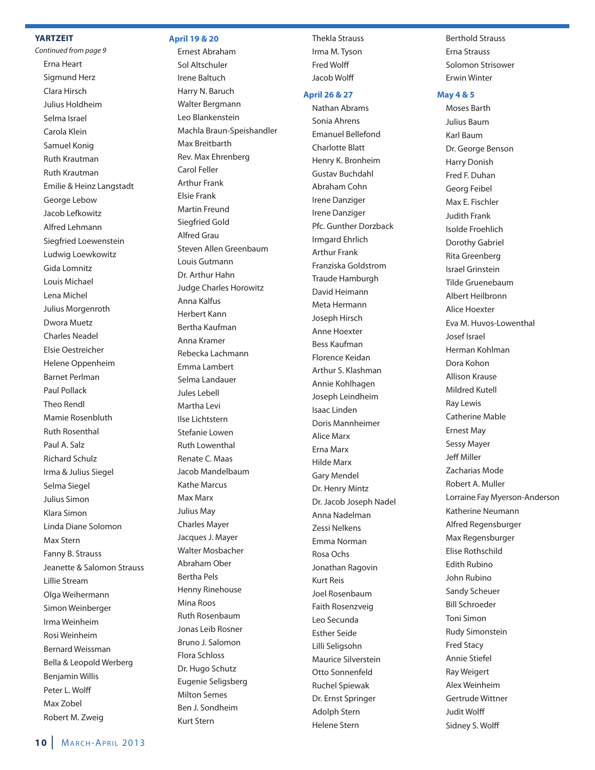## YARTZEIT

*Continued from page 9*

- Erna Heart
- Sigmund Herz
- Clara Hirsch
- Julius Holdheim
- Selma Israel
- Carola Klein
- Samuel Konig
- Ruth Krautman
- Ruth Krautman
- Emilie & Heinz Langstadt
- George Lebow
- Jacob Lefkowitz
- Alfred Lehmann
- Siegfried Loewenstein
- Ludwig Loewkowitz
- Gida Lomnitz
- Louis Michael
- Lena Michel
- Julius Morgenroth
- Dwora Muetz
- Charles Neadel
- Elsie Oestreicher
- Helene Oppenheim
- Barnet Perlman
- Paul Pollack
- Theo Rendl
- Mamie Rosenbluth
- Ruth Rosenthal
- Paul A. Salz
- Richard Schulz
- Irma & Julius Siegel
- Selma Siegel
- Julius Simon
- Klara Simon
- Linda Diane Solomon
- Max Stern
- Fanny B. Strauss
- Jeanette & Salomon Strauss
- Lillie Stream
- Olga Weihermann
- Simon Weinberger
- Irma Weinheim
- Rosi Weinheim
- Bernard Weissman
- Bella & Leopold Werberg
- Benjamin Willis
- Peter L. Wolff
- Max Zobel
- Robert M. Zweig

### April 19 & 20

- Ernest Abraham
- Sol Altschuler
- Irene Baltuch
- Harry N. Baruch
- Walter Bergmann
- Leo Blankenstein
- Machla Braun-Speishandler
- Max Breitbarth
- Rev. Max Ehrenberg
- Carol Feller
- Arthur Frank
- Elsie Frank
- Martin Freund
- Siegfried Gold
- Alfred Grau
- Steven Allen Greenbaum
- Louis Gutmann
- Dr. Arthur Hahn
- Judge Charles Horowitz
- Anna Kalfus
- Herbert Kann
- Bertha Kaufman
- Anna Kramer
- Rebecka Lachmann
- Emma Lambert
- Selma Landauer
- Jules Lebell
- Martha Levi
- Ilse Lichtstern
- Stefanie Lowen
- Ruth Lowenthal
- Renate C. Maas
- Jacob Mandelbaum
- Kathe Marcus
- Max Marx
- Julius May
- Charles Mayer
- Jacques J. Mayer
- Walter Mosbacher
- Abraham Ober
- Bertha Pels
- Henny Rinehouse
- Mina Roos
- Ruth Rosenbaum
- Jonas Leib Rosner
- Bruno J. Salomon
- Flora Schloss
- Dr. Hugo Schutz
- Eugenie Seligsberg
- Milton Semes
- Ben J. Sondheim
- Kurt Stern
- Thekla Strauss
- Irma M. Tyson
- Fred Wolff
- Jacob Wolff

### April 26 & 27

- Nathan Abrams
- Sonia Ahrens
- Emanuel Bellefond
- Charlotte Blatt
- Henry K. Bronheim
- Gustav Buchdahl
- Abraham Cohn
- Irene Danziger
- Irene Danziger
- Pfc. Gunther Dorzback
- Irmgard Ehrlich
- Arthur Frank
- Franziska Goldstrom
- Traude Hamburgh
- David Heimann
- Meta Hermann
- Joseph Hirsch
- Anne Hoexter
- Bess Kaufman
- Florence Keidan
- Arthur S. Klashman
- Annie Kohlhagen
- Joseph Leindheim
- Isaac Linden
- Doris Mannheimer
- Alice Marx
- Erna Marx
- Hilde Marx
- Gary Mendel
- Dr. Henry Mintz
- Dr. Jacob Joseph Nadel
- Anna Nadelman
- Zessi Nelkens
- Emma Norman
- Rosa Ochs
- Jonathan Ragovin
- Kurt Reis
- Joel Rosenbaum
- Faith Rosenzveig
- Leo Secunda
- Esther Seide
- Lilli Seligsohn
- Maurice Silverstein
- Otto Sonnenfeld
- Ruchel Spiewak
- Dr. Ernst Springer
- Adolph Stern
- Helene Stern
- Berthold Strauss
- Erna Strauss
- Solomon Strisower
- Erwin Winter

### May 4 & 5

- Moses Barth
- Julius Baum
- Karl Baum
- Dr. George Benson
- Harry Donish
- Fred F. Duhan
- Georg Feibel
- Max E. Fischler
- Judith Frank
- Isolde Froehlich
- Dorothy Gabriel
- Rita Greenberg
- Israel Grinstein
- Tilde Gruenebaum
- Albert Heilbronn
- Alice Hoexter
- Eva M. Huvos-Lowenthal
- Josef Israel
- Herman Kohlman
- Dora Kohon
- Allison Krause
- Mildred Kutell
- Ray Lewis
- Catherine Mable
- Ernest May
- Sessy Mayer
- Jeff Miller
- Zacharias Mode
- Robert A. Muller
- Lorraine Fay Myerson-Anderson
- Katherine Neumann
- Alfred Regensburger
- Max Regensburger
- Elise Rothschild
- Edith Rubino
- John Rubino
- Sandy Scheuer
- Bill Schroeder
- Toni Simon
- Rudy Simonstein
- Fred Stacy
- Annie Stiefel
- Ray Weigert
- Alex Weinheim
- Gertrude Wittner
- Judit Wolff
- Sidney S. Wolff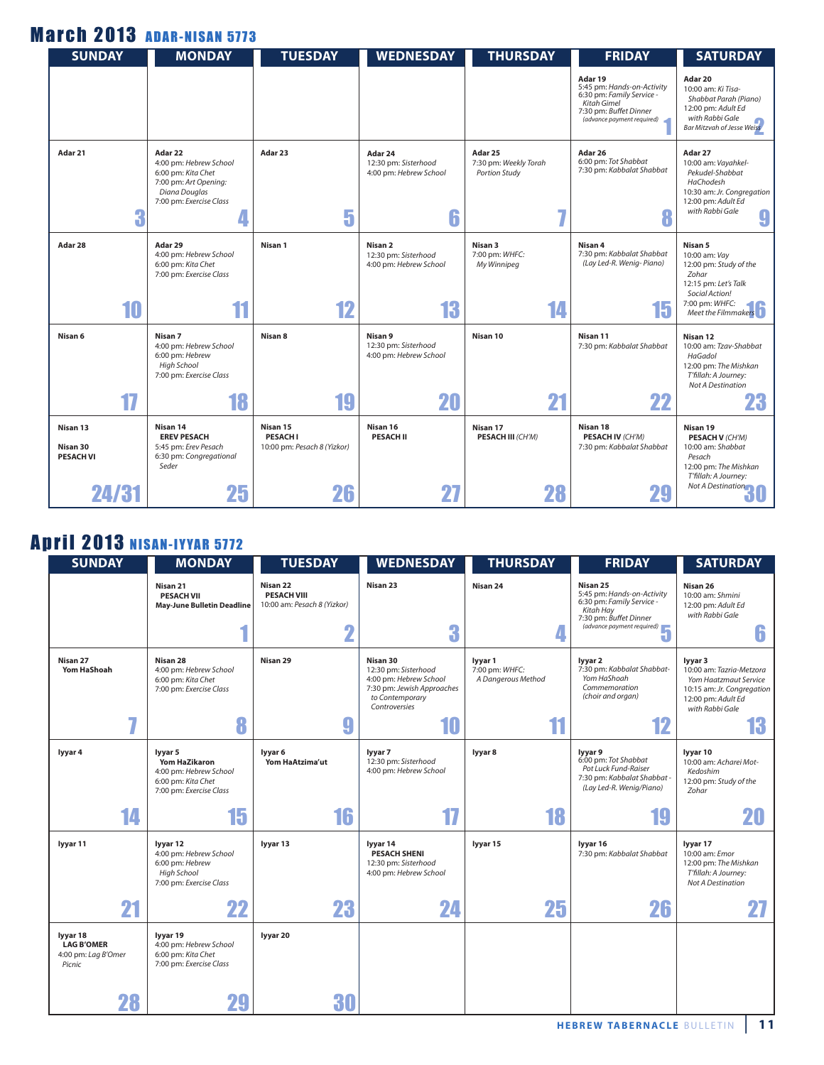## March 2013 ADAR-NISAN 5773

| SUNDAY | MONDAY | TUESDAY | WEDNESDAY | THURSDAY | FRIDAY | SATURDAY |
|---|---|---|---|---|---|---|
| | | | | | **Adar 19** 5:45 pm: *Hands-on-Activity* 6:30 pm: *Family Service - Kitah Gimel* 7:30 pm: *Buffet Dinner (advance payment required)* **1** | **Adar 20** 10:00 am: *Ki Tisa- Shabbat Parah (Piano)* 12:00 pm: *Adult Ed with Rabbi Gale* *Bar Mitzvah of Jesse Weiss* **2** |
| **Adar 21** **3** | **Adar 22** 4:00 pm: *Hebrew School* 6:00 pm: *Kita Chet* 7:00 pm: *Art Opening: Diana Douglas* 7:00 pm: *Exercise Class* **4** | **Adar 23** **5** | **Adar 24** 12:30 pm: *Sisterhood* 4:00 pm: *Hebrew School* **6** | **Adar 25** 7:30 pm: *Weekly Torah Portion Study* **7** | **Adar 26** 6:00 pm: *Tot Shabbat* 7:30 pm: *Kabbalat Shabbat* **8** | **Adar 27** 10:00 am: *Vayahkel- Pekudel-Shabbat HaChodesh* 10:30 am: *Jr. Congregation* 12:00 pm: *Adult Ed with Rabbi Gale* **9** |
| **Adar 28** **10** | **Adar 29** 4:00 pm: *Hebrew School* 6:00 pm: *Kita Chet* 7:00 pm: *Exercise Class* **11** | **Nisan 1** **12** | **Nisan 2** 12:30 pm: *Sisterhood* 4:00 pm: *Hebrew School* **13** | **Nisan 3** 7:00 pm: *WHFC: My Winnipeg* **14** | **Nisan 4** 7:30 pm: *Kabbalat Shabbat (Lay Led-R. Wenig- Piano)* **15** | **Nisan 5** 10:00 am: *Vay* 12:00 pm: *Study of the Zohar* 12:15 pm: *Let's Talk Social Action!* 7:00 pm: *WHFC: Meet the Filmmakers* **16** |
| **Nisan 6** **17** | **Nisan 7** 4:00 pm: *Hebrew School* 6:00 pm: *Hebrew High School* 7:00 pm: *Exercise Class* **18** | **Nisan 8** **19** | **Nisan 9** 12:30 pm: *Sisterhood* 4:00 pm: *Hebrew School* **20** | **Nisan 10** **21** | **Nisan 11** 7:30 pm: *Kabbalat Shabbat* **22** | **Nisan 12** 10:00 am: *Tzav-Shabbat HaGadol* 12:00 pm: *The Mishkan T'fillah: A Journey: Not A Destination* **23** |
| **Nisan 13** **Nisan 30** **PESACH VI** **24/31** | **Nisan 14** **EREV PESACH** 5:45 pm: *Erev Pesach* 6:30 pm: *Congregational Seder* **25** | **Nisan 15** **PESACH I** 10:00 pm: *Pesach 8 (Yizkor)* **26** | **Nisan 16** **PESACH II** **27** | **Nisan 17** **PESACH III** *(CH'M)* **28** | **Nisan 18** **PESACH IV** *(CH'M)* 7:30 pm: *Kabbalat Shabbat* **29** | **Nisan 19** **PESACH V** *(CH'M)* 10:00 am: *Shabbat Pesach* 12:00 pm: *The Mishkan T'fillah: A Journey: Not A Destination* **30** |

## April 2013 NISAN-IYYAR 5772

| SUNDAY | MONDAY | TUESDAY | WEDNESDAY | THURSDAY | FRIDAY | SATURDAY |
|---|---|---|---|---|---|---|
| | **Nisan 21** **PESACH VII** **May-June Bulletin Deadline** **1** | **Nisan 22** **PESACH VIII** 10:00 am: *Pesach 8 (Yizkor)* **2** | **Nisan 23** **3** | **Nisan 24** **4** | **Nisan 25** 5:45 pm: *Hands-on-Activity* 6:30 pm: *Family Service - Kitah Hay* 7:30 pm: *Buffet Dinner (advance payment required)* **5** | **Nisan 26** 10:00 am: *Shmini* 12:00 pm: *Adult Ed with Rabbi Gale* **6** |
| **Nisan 27** **Yom HaShoah** **7** | **Nisan 28** 4:00 pm: *Hebrew School* 6:00 pm: *Kita Chet* 7:00 pm: *Exercise Class* **8** | **Nisan 29** **9** | **Nisan 30** 12:30 pm: *Sisterhood* 4:00 pm: *Hebrew School* 7:30 pm: *Jewish Approaches to Contemporary Controversies* **10** | **Iyyar 1** 7:00 pm: *WHFC: A Dangerous Method* **11** | **Iyyar 2** 7:30 pm: *Kabbalat Shabbat- Yom HaShoah Commemoration (choir and organ)* **12** | **Iyyar 3** 10:00 am: *Tazria-Metzora Yom Haatzmaut Service* 10:15 am: *Jr. Congregation* 12:00 pm: *Adult Ed with Rabbi Gale* **13** |
| **Iyyar 4** **14** | **Iyyar 5** **Yom HaZikaron** 4:00 pm: *Hebrew School* 6:00 pm: *Kita Chet* 7:00 pm: *Exercise Class* **15** | **Iyyar 6** **Yom HaAtzima'ut** **16** | **Iyyar 7** 12:30 pm: *Sisterhood* 4:00 pm: *Hebrew School* **17** | **Iyyar 8** **18** | **Iyyar 9** 6:00 pm: *Tot Shabbat Pot Luck Fund-Raiser* 7:30 pm: *Kabbalat Shabbat - (Lay Led-R. Wenig/Piano)* **19** | **Iyyar 10** 10:00 am: *Acharei Mot- Kedoshim* 12:00 pm: *Study of the Zohar* **20** |
| **Iyyar 11** **21** | **Iyyar 12** 4:00 pm: *Hebrew School* 6:00 pm: *Hebrew High School* 7:00 pm: *Exercise Class* **22** | **Iyyar 13** **23** | **Iyyar 14** **PESACH SHENI** 12:30 pm: *Sisterhood* 4:00 pm: *Hebrew School* **24** | **Iyyar 15** **25** | **Iyyar 16** 7:30 pm: *Kabbalat Shabbat* **26** | **Iyyar 17** 10:00 am: *Emor* 12:00 pm: *The Mishkan T'fillah: A Journey: Not A Destination* **27** |
| **Iyyar 18** **LAG B'OMER** 4:00 pm: *Lag B'Omer Picnic* **28** | **Iyyar 19** 4:00 pm: *Hebrew School* 6:00 pm: *Kita Chet* 7:00 pm: *Exercise Class* **29** | **Iyyar 20** **30** | | | | |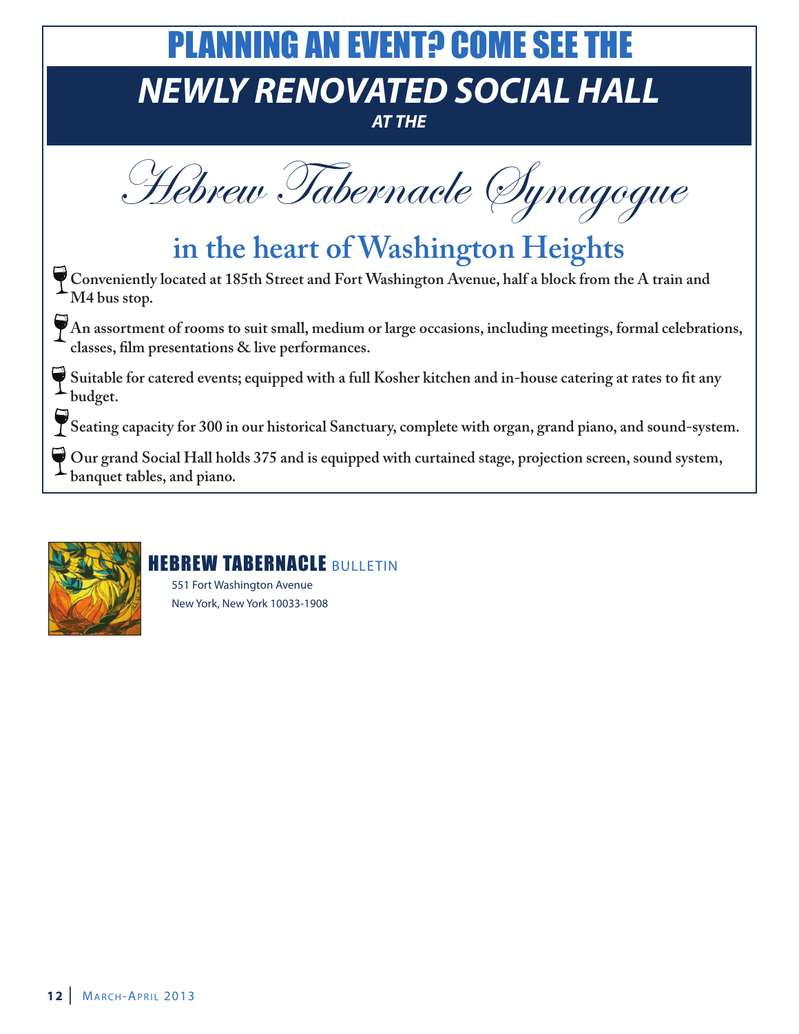# PLANNING AN EVENT? COME SEE THE

# *NEWLY RENOVATED SOCIAL HALL*

***AT THE***

## *Hebrew Tabernacle Synagogue*

## in the heart of Washington Heights

- **Conveniently located at 185th Street and Fort Washington Avenue, half a block from the A train and M4 bus stop.**
- **An assortment of rooms to suit small, medium or large occasions, including meetings, formal celebrations, classes, film presentations & live performances.**
- **Suitable for catered events; equipped with a full Kosher kitchen and in-house catering at rates to fit any budget.**
- **Seating capacity for 300 in our historical Sanctuary, complete with organ, grand piano, and sound-system.**
- **Our grand Social Hall holds 375 and is equipped with curtained stage, projection screen, sound system, banquet tables, and piano.**

**HEBREW TABERNACLE** BULLETIN

551 Fort Washington Avenue
New York, New York 10033-1908